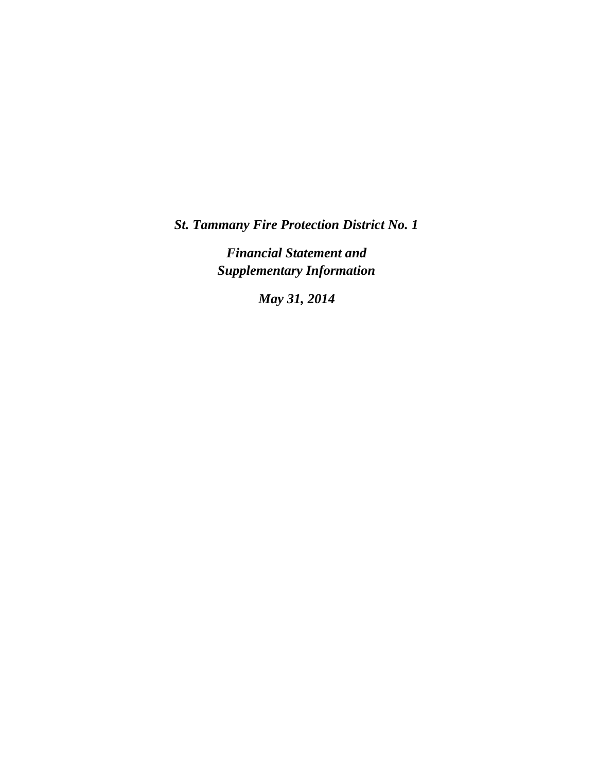***St. Tammany Fire Protection District No. 1***

***Financial Statement and***
***Supplementary Information***

***May 31, 2014***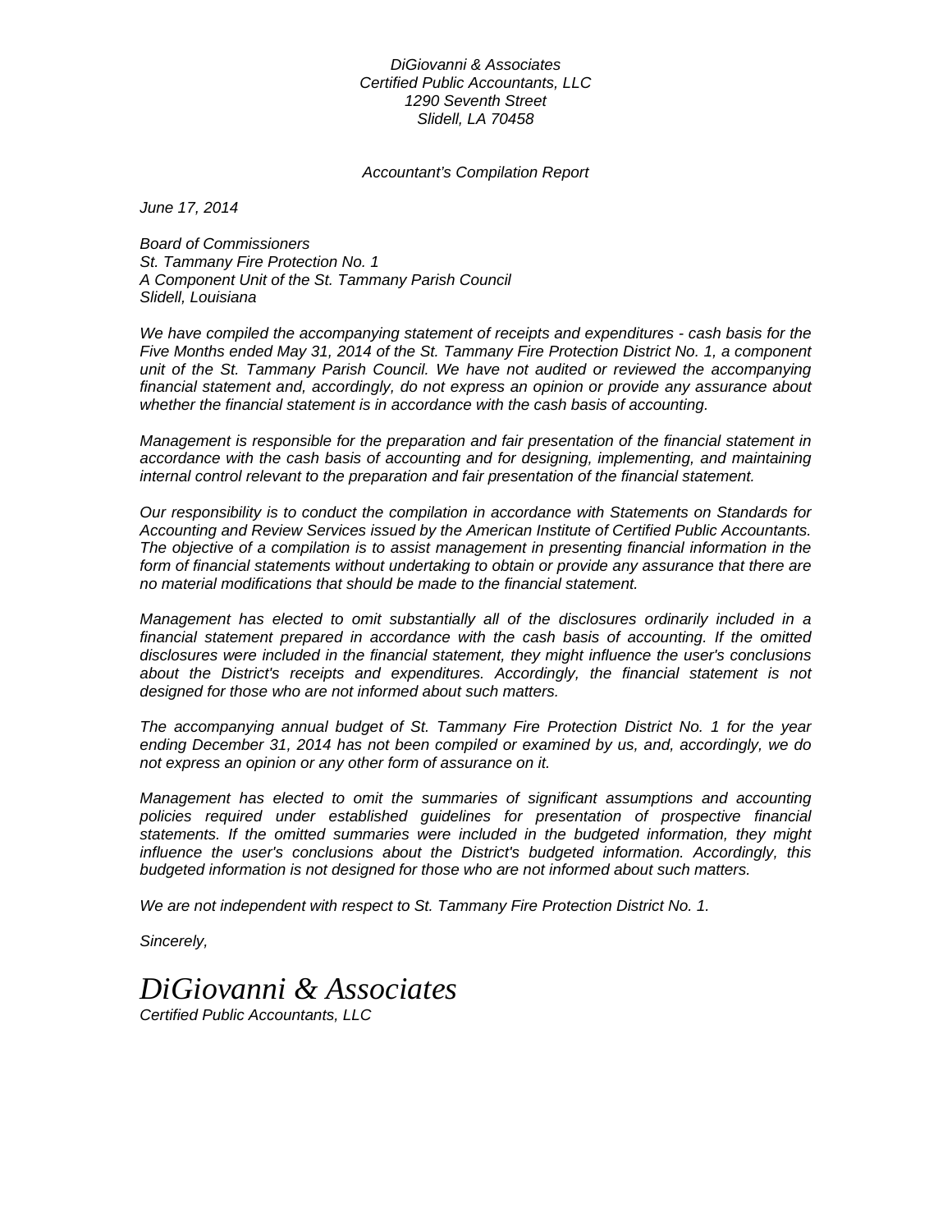*DiGiovanni & Associates*
*Certified Public Accountants, LLC*
*1290 Seventh Street*
*Slidell, LA 70458*

*Accountant's Compilation Report*

*June 17, 2014*

*Board of Commissioners*
*St. Tammany Fire Protection No. 1*
*A Component Unit of the St. Tammany Parish Council*
*Slidell, Louisiana*

*We have compiled the accompanying statement of receipts and expenditures - cash basis for the Five Months ended May 31, 2014 of the St. Tammany Fire Protection District No. 1, a component unit of the St. Tammany Parish Council. We have not audited or reviewed the accompanying financial statement and, accordingly, do not express an opinion or provide any assurance about whether the financial statement is in accordance with the cash basis of accounting.*

*Management is responsible for the preparation and fair presentation of the financial statement in accordance with the cash basis of accounting and for designing, implementing, and maintaining internal control relevant to the preparation and fair presentation of the financial statement.*

*Our responsibility is to conduct the compilation in accordance with Statements on Standards for Accounting and Review Services issued by the American Institute of Certified Public Accountants. The objective of a compilation is to assist management in presenting financial information in the form of financial statements without undertaking to obtain or provide any assurance that there are no material modifications that should be made to the financial statement.*

*Management has elected to omit substantially all of the disclosures ordinarily included in a financial statement prepared in accordance with the cash basis of accounting. If the omitted disclosures were included in the financial statement, they might influence the user's conclusions about the District's receipts and expenditures. Accordingly, the financial statement is not designed for those who are not informed about such matters.*

*The accompanying annual budget of St. Tammany Fire Protection District No. 1 for the year ending December 31, 2014 has not been compiled or examined by us, and, accordingly, we do not express an opinion or any other form of assurance on it.*

*Management has elected to omit the summaries of significant assumptions and accounting policies required under established guidelines for presentation of prospective financial statements. If the omitted summaries were included in the budgeted information, they might influence the user's conclusions about the District's budgeted information. Accordingly, this budgeted information is not designed for those who are not informed about such matters.*

*We are not independent with respect to St. Tammany Fire Protection District No. 1.*

*Sincerely,*

*DiGiovanni & Associates*
*Certified Public Accountants, LLC*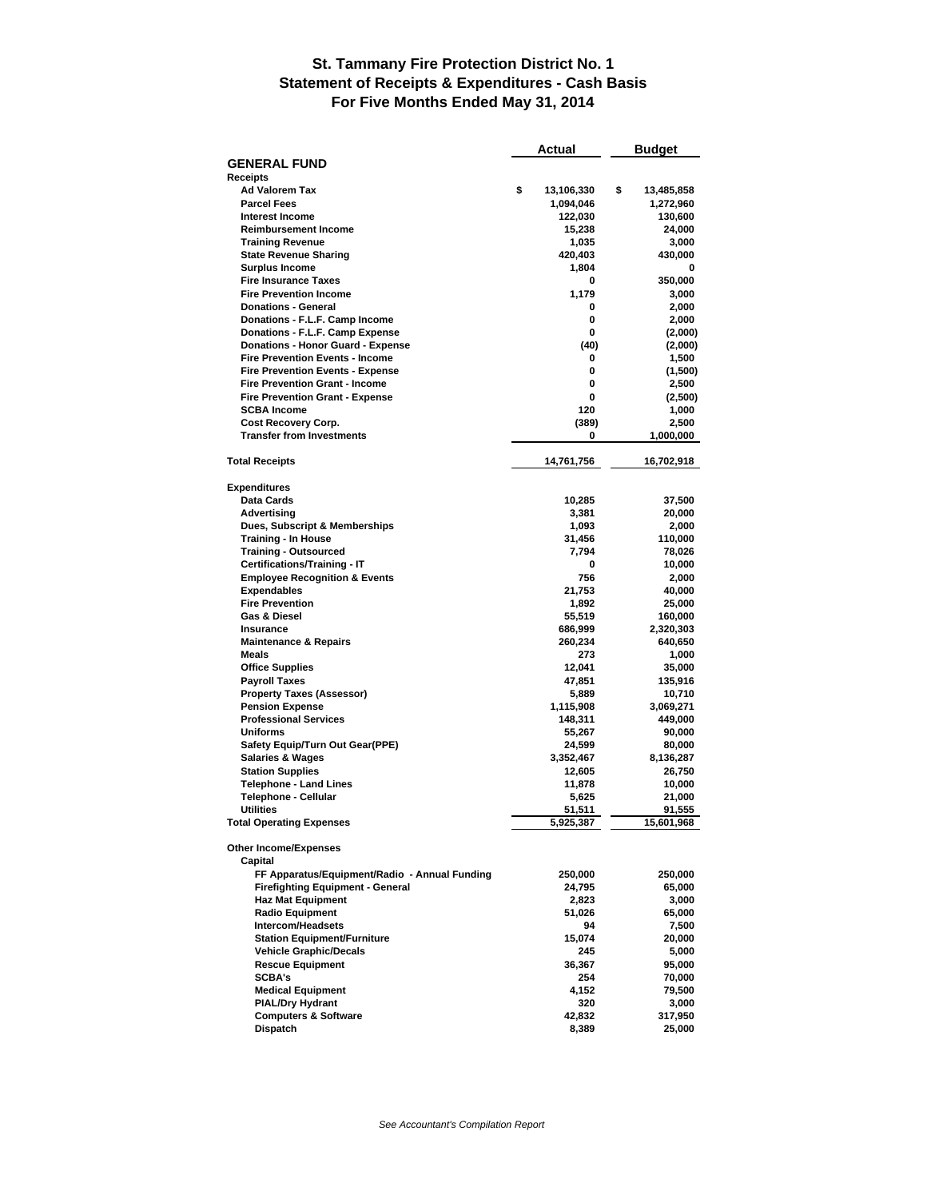# St. Tammany Fire Protection District No. 1
## Statement of Receipts & Expenditures - Cash Basis
## For Five Months Ended May 31, 2014

| | Actual | Budget |
|---|---|---|
| **GENERAL FUND** | | |
| **Receipts** | | |
| Ad Valorem Tax | $ 13,106,330 | $ 13,485,858 |
| Parcel Fees | 1,094,046 | 1,272,960 |
| Interest Income | 122,030 | 130,600 |
| Reimbursement Income | 15,238 | 24,000 |
| Training Revenue | 1,035 | 3,000 |
| State Revenue Sharing | 420,403 | 430,000 |
| Surplus Income | 1,804 | 0 |
| Fire Insurance Taxes | 0 | 350,000 |
| Fire Prevention Income | 1,179 | 3,000 |
| Donations - General | 0 | 2,000 |
| Donations - F.L.F. Camp Income | 0 | 2,000 |
| Donations - F.L.F. Camp Expense | 0 | (2,000) |
| Donations - Honor Guard - Expense | (40) | (2,000) |
| Fire Prevention Events - Income | 0 | 1,500 |
| Fire Prevention Events - Expense | 0 | (1,500) |
| Fire Prevention Grant - Income | 0 | 2,500 |
| Fire Prevention Grant - Expense | 0 | (2,500) |
| SCBA Income | 120 | 1,000 |
| Cost Recovery Corp. | (389) | 2,500 |
| Transfer from Investments | 0 | 1,000,000 |
| **Total Receipts** | 14,761,756 | 16,702,918 |
| **Expenditures** | | |
| Data Cards | 10,285 | 37,500 |
| Advertising | 3,381 | 20,000 |
| Dues, Subscript & Memberships | 1,093 | 2,000 |
| Training - In House | 31,456 | 110,000 |
| Training - Outsourced | 7,794 | 78,026 |
| Certifications/Training - IT | 0 | 10,000 |
| Employee Recognition & Events | 756 | 2,000 |
| Expendables | 21,753 | 40,000 |
| Fire Prevention | 1,892 | 25,000 |
| Gas & Diesel | 55,519 | 160,000 |
| Insurance | 686,999 | 2,320,303 |
| Maintenance & Repairs | 260,234 | 640,650 |
| Meals | 273 | 1,000 |
| Office Supplies | 12,041 | 35,000 |
| Payroll Taxes | 47,851 | 135,916 |
| Property Taxes (Assessor) | 5,889 | 10,710 |
| Pension Expense | 1,115,908 | 3,069,271 |
| Professional Services | 148,311 | 449,000 |
| Uniforms | 55,267 | 90,000 |
| Safety Equip/Turn Out Gear(PPE) | 24,599 | 80,000 |
| Salaries & Wages | 3,352,467 | 8,136,287 |
| Station Supplies | 12,605 | 26,750 |
| Telephone - Land Lines | 11,878 | 10,000 |
| Telephone - Cellular | 5,625 | 21,000 |
| Utilities | 51,511 | 91,555 |
| **Total Operating Expenses** | 5,925,387 | 15,601,968 |
| **Other Income/Expenses** | | |
| Capital | | |
| FF Apparatus/Equipment/Radio - Annual Funding | 250,000 | 250,000 |
| Firefighting Equipment - General | 24,795 | 65,000 |
| Haz Mat Equipment | 2,823 | 3,000 |
| Radio Equipment | 51,026 | 65,000 |
| Intercom/Headsets | 94 | 7,500 |
| Station Equipment/Furniture | 15,074 | 20,000 |
| Vehicle Graphic/Decals | 245 | 5,000 |
| Rescue Equipment | 36,367 | 95,000 |
| SCBA's | 254 | 70,000 |
| Medical Equipment | 4,152 | 79,500 |
| PIAL/Dry Hydrant | 320 | 3,000 |
| Computers & Software | 42,832 | 317,950 |
| Dispatch | 8,389 | 25,000 |

*See Accountant's Compilation Report*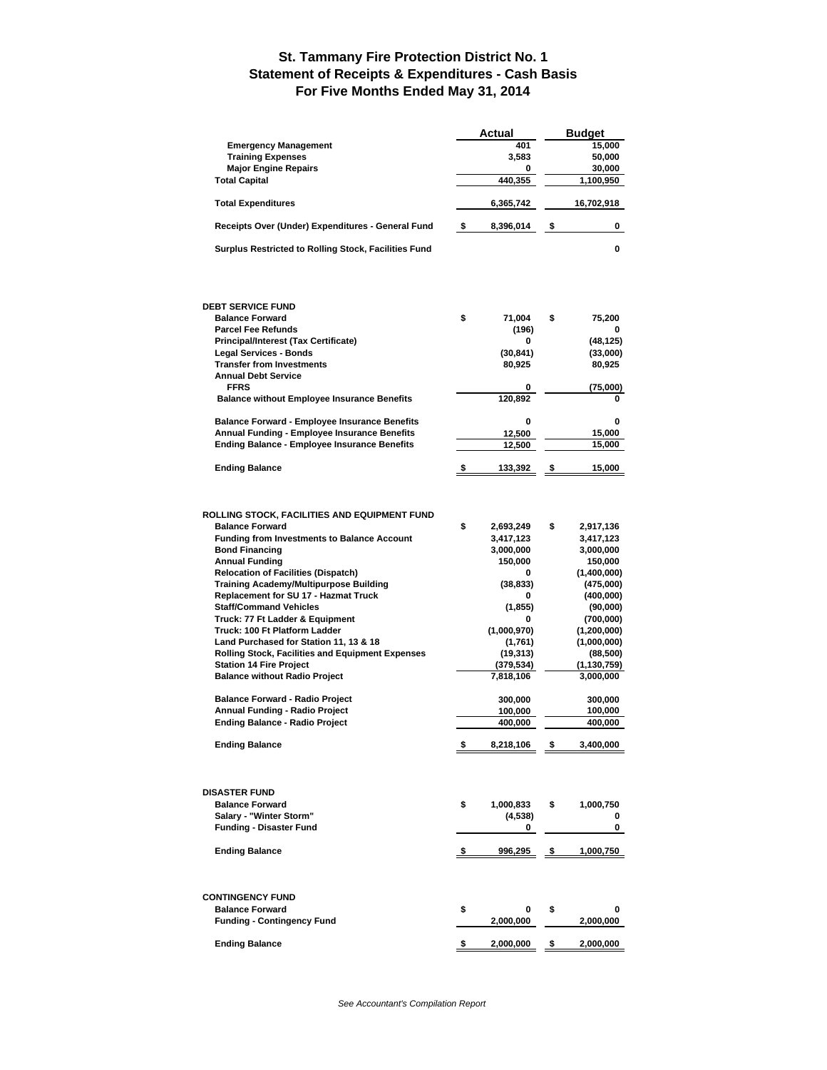# St. Tammany Fire Protection District No. 1
## Statement of Receipts & Expenditures - Cash Basis
## For Five Months Ended May 31, 2014

| | Actual | Budget |
|---|---|---|
| **Emergency Management** | 401 | 15,000 |
| **Training Expenses** | 3,583 | 50,000 |
| **Major Engine Repairs** | 0 | 30,000 |
| **Total Capital** | 440,355 | 1,100,950 |
| | | |
| **Total Expenditures** | 6,365,742 | 16,702,918 |
| | | |
| **Receipts Over (Under) Expenditures - General Fund** | $ 8,396,014 | $ 0 |
| | | |
| **Surplus Restricted to Rolling Stock, Facilities Fund** | | 0 |
| | | |
| **DEBT SERVICE FUND** | | |
| **Balance Forward** | $ 71,004 | $ 75,200 |
| **Parcel Fee Refunds** | (196) | 0 |
| **Principal/Interest (Tax Certificate)** | 0 | (48,125) |
| **Legal Services - Bonds** | (30,841) | (33,000) |
| **Transfer from Investments** | 80,925 | 80,925 |
| **Annual Debt Service** | | |
| **FFRS** | 0 | (75,000) |
| **Balance without Employee Insurance Benefits** | 120,892 | 0 |
| | | |
| **Balance Forward - Employee Insurance Benefits** | 0 | 0 |
| **Annual Funding - Employee Insurance Benefits** | 12,500 | 15,000 |
| **Ending Balance - Employee Insurance Benefits** | 12,500 | 15,000 |
| | | |
| **Ending Balance** | $ 133,392 | $ 15,000 |
| | | |
| **ROLLING STOCK, FACILITIES AND EQUIPMENT FUND** | | |
| **Balance Forward** | $ 2,693,249 | $ 2,917,136 |
| **Funding from Investments to Balance Account** | 3,417,123 | 3,417,123 |
| **Bond Financing** | 3,000,000 | 3,000,000 |
| **Annual Funding** | 150,000 | 150,000 |
| **Relocation of Facilities (Dispatch)** | 0 | (1,400,000) |
| **Training Academy/Multipurpose Building** | (38,833) | (475,000) |
| **Replacement for SU 17 - Hazmat Truck** | 0 | (400,000) |
| **Staff/Command Vehicles** | (1,855) | (90,000) |
| **Truck: 77 Ft Ladder & Equipment** | 0 | (700,000) |
| **Truck: 100 Ft Platform Ladder** | (1,000,970) | (1,200,000) |
| **Land Purchased for Station 11, 13 & 18** | (1,761) | (1,000,000) |
| **Rolling Stock, Facilities and Equipment Expenses** | (19,313) | (88,500) |
| **Station 14 Fire Project** | (379,534) | (1,130,759) |
| **Balance without Radio Project** | 7,818,106 | 3,000,000 |
| | | |
| **Balance Forward - Radio Project** | 300,000 | 300,000 |
| **Annual Funding - Radio Project** | 100,000 | 100,000 |
| **Ending Balance - Radio Project** | 400,000 | 400,000 |
| | | |
| **Ending Balance** | $ 8,218,106 | $ 3,400,000 |
| | | |
| **DISASTER FUND** | | |
| **Balance Forward** | $ 1,000,833 | $ 1,000,750 |
| **Salary - "Winter Storm"** | (4,538) | 0 |
| **Funding - Disaster Fund** | 0 | 0 |
| | | |
| **Ending Balance** | $ 996,295 | $ 1,000,750 |
| | | |
| **CONTINGENCY FUND** | | |
| **Balance Forward** | $ 0 | $ 0 |
| **Funding - Contingency Fund** | 2,000,000 | 2,000,000 |
| | | |
| **Ending Balance** | $ 2,000,000 | $ 2,000,000 |

*See Accountant's Compilation Report*